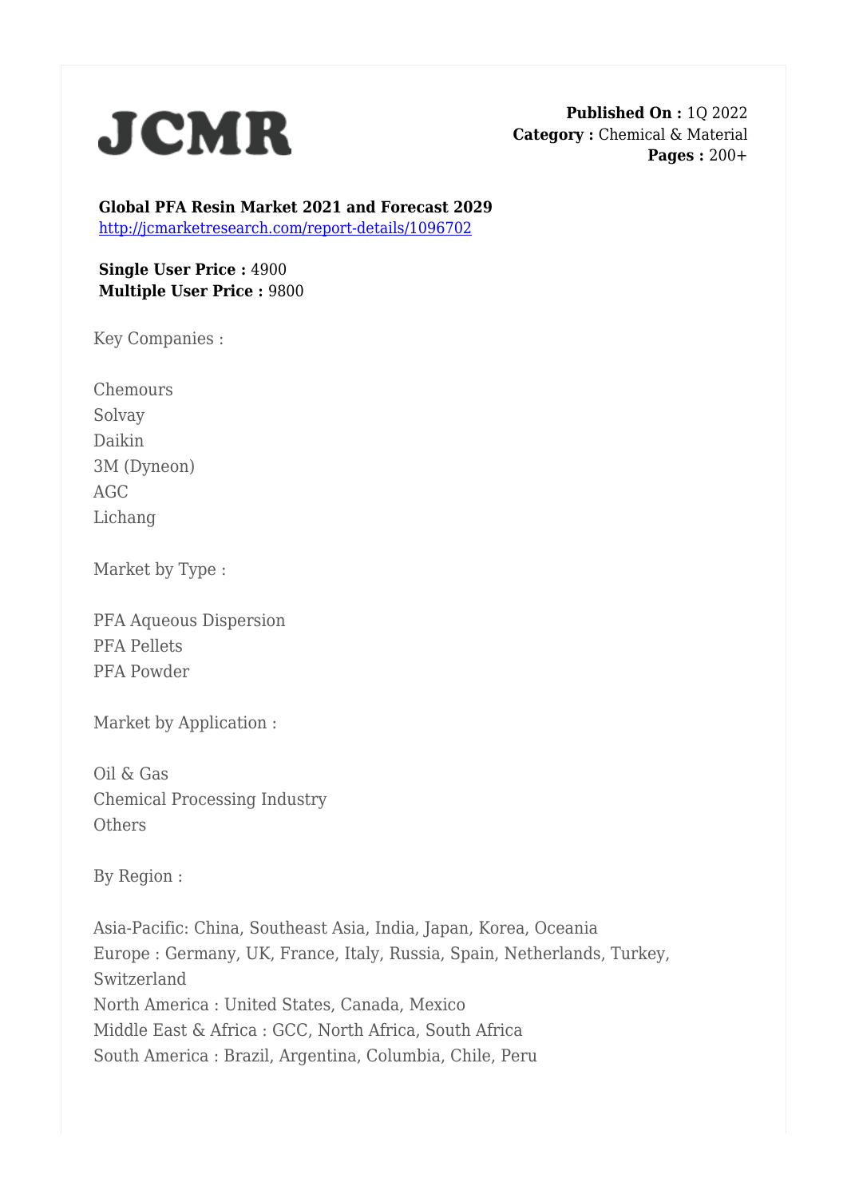JCMR

**Published On :** 1Q 2022
**Category :** Chemical & Material
**Pages :** 200+

**Global PFA Resin Market 2021 and Forecast 2029**
http://jcmarketresearch.com/report-details/1096702

**Single User Price :** 4900
**Multiple User Price :** 9800

Key Companies :

Chemours
Solvay
Daikin
3M (Dyneon)
AGC
Lichang

Market by Type :

PFA Aqueous Dispersion
PFA Pellets
PFA Powder

Market by Application :

Oil & Gas
Chemical Processing Industry
Others

By Region :

Asia-Pacific: China, Southeast Asia, India, Japan, Korea, Oceania
Europe : Germany, UK, France, Italy, Russia, Spain, Netherlands, Turkey, Switzerland
North America : United States, Canada, Mexico
Middle East & Africa : GCC, North Africa, South Africa
South America : Brazil, Argentina, Columbia, Chile, Peru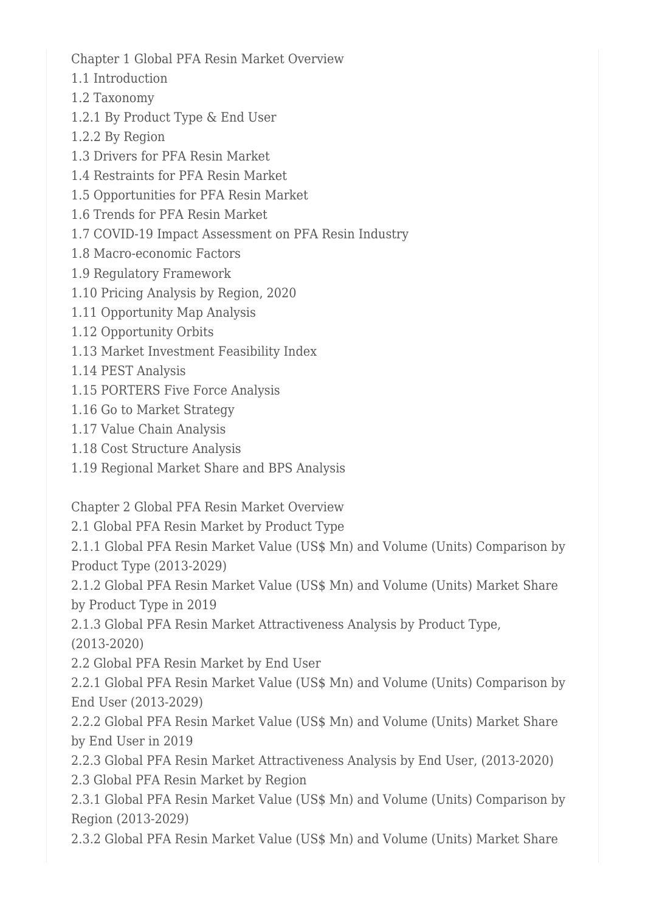Chapter 1 Global PFA Resin Market Overview

1.1 Introduction

1.2 Taxonomy

1.2.1 By Product Type & End User

1.2.2 By Region

1.3 Drivers for PFA Resin Market

1.4 Restraints for PFA Resin Market

1.5 Opportunities for PFA Resin Market

1.6 Trends for PFA Resin Market

1.7 COVID-19 Impact Assessment on PFA Resin Industry

1.8 Macro-economic Factors

1.9 Regulatory Framework

1.10 Pricing Analysis by Region, 2020

1.11 Opportunity Map Analysis

1.12 Opportunity Orbits

1.13 Market Investment Feasibility Index

1.14 PEST Analysis

1.15 PORTERS Five Force Analysis

1.16 Go to Market Strategy

1.17 Value Chain Analysis

1.18 Cost Structure Analysis

1.19 Regional Market Share and BPS Analysis

Chapter 2 Global PFA Resin Market Overview

2.1 Global PFA Resin Market by Product Type

2.1.1 Global PFA Resin Market Value (US$ Mn) and Volume (Units) Comparison by Product Type (2013-2029)

2.1.2 Global PFA Resin Market Value (US$ Mn) and Volume (Units) Market Share by Product Type in 2019

2.1.3 Global PFA Resin Market Attractiveness Analysis by Product Type, (2013-2020)

2.2 Global PFA Resin Market by End User

2.2.1 Global PFA Resin Market Value (US$ Mn) and Volume (Units) Comparison by End User (2013-2029)

2.2.2 Global PFA Resin Market Value (US$ Mn) and Volume (Units) Market Share by End User in 2019

2.2.3 Global PFA Resin Market Attractiveness Analysis by End User, (2013-2020)

2.3 Global PFA Resin Market by Region

2.3.1 Global PFA Resin Market Value (US$ Mn) and Volume (Units) Comparison by Region (2013-2029)

2.3.2 Global PFA Resin Market Value (US$ Mn) and Volume (Units) Market Share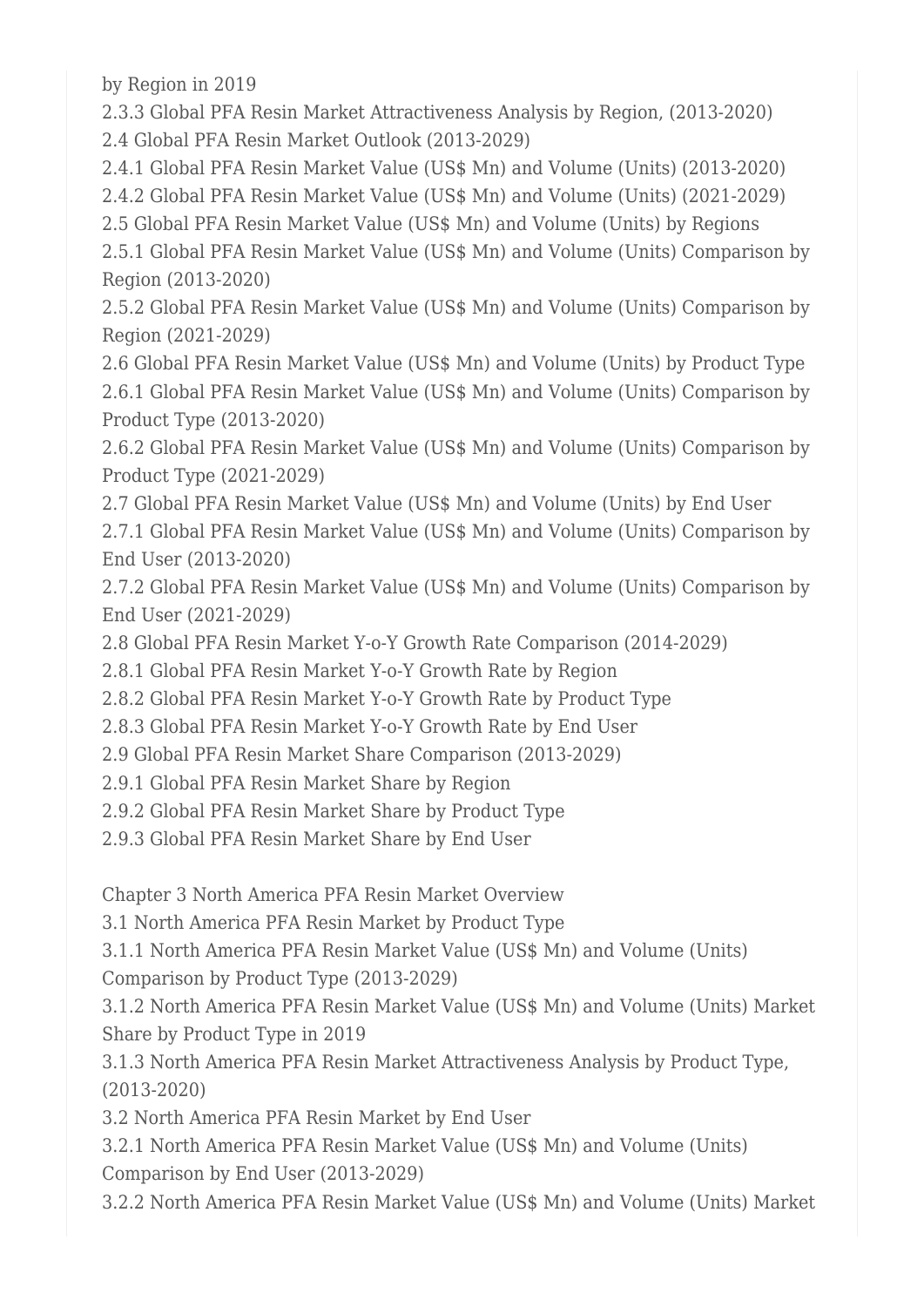by Region in 2019
2.3.3 Global PFA Resin Market Attractiveness Analysis by Region, (2013-2020)
2.4 Global PFA Resin Market Outlook (2013-2029)
2.4.1 Global PFA Resin Market Value (US$ Mn) and Volume (Units) (2013-2020)
2.4.2 Global PFA Resin Market Value (US$ Mn) and Volume (Units) (2021-2029)
2.5 Global PFA Resin Market Value (US$ Mn) and Volume (Units) by Regions
2.5.1 Global PFA Resin Market Value (US$ Mn) and Volume (Units) Comparison by Region (2013-2020)
2.5.2 Global PFA Resin Market Value (US$ Mn) and Volume (Units) Comparison by Region (2021-2029)
2.6 Global PFA Resin Market Value (US$ Mn) and Volume (Units) by Product Type
2.6.1 Global PFA Resin Market Value (US$ Mn) and Volume (Units) Comparison by Product Type (2013-2020)
2.6.2 Global PFA Resin Market Value (US$ Mn) and Volume (Units) Comparison by Product Type (2021-2029)
2.7 Global PFA Resin Market Value (US$ Mn) and Volume (Units) by End User
2.7.1 Global PFA Resin Market Value (US$ Mn) and Volume (Units) Comparison by End User (2013-2020)
2.7.2 Global PFA Resin Market Value (US$ Mn) and Volume (Units) Comparison by End User (2021-2029)
2.8 Global PFA Resin Market Y-o-Y Growth Rate Comparison (2014-2029)
2.8.1 Global PFA Resin Market Y-o-Y Growth Rate by Region
2.8.2 Global PFA Resin Market Y-o-Y Growth Rate by Product Type
2.8.3 Global PFA Resin Market Y-o-Y Growth Rate by End User
2.9 Global PFA Resin Market Share Comparison (2013-2029)
2.9.1 Global PFA Resin Market Share by Region
2.9.2 Global PFA Resin Market Share by Product Type
2.9.3 Global PFA Resin Market Share by End User

Chapter 3 North America PFA Resin Market Overview
3.1 North America PFA Resin Market by Product Type
3.1.1 North America PFA Resin Market Value (US$ Mn) and Volume (Units) Comparison by Product Type (2013-2029)
3.1.2 North America PFA Resin Market Value (US$ Mn) and Volume (Units) Market Share by Product Type in 2019
3.1.3 North America PFA Resin Market Attractiveness Analysis by Product Type, (2013-2020)
3.2 North America PFA Resin Market by End User
3.2.1 North America PFA Resin Market Value (US$ Mn) and Volume (Units) Comparison by End User (2013-2029)
3.2.2 North America PFA Resin Market Value (US$ Mn) and Volume (Units) Market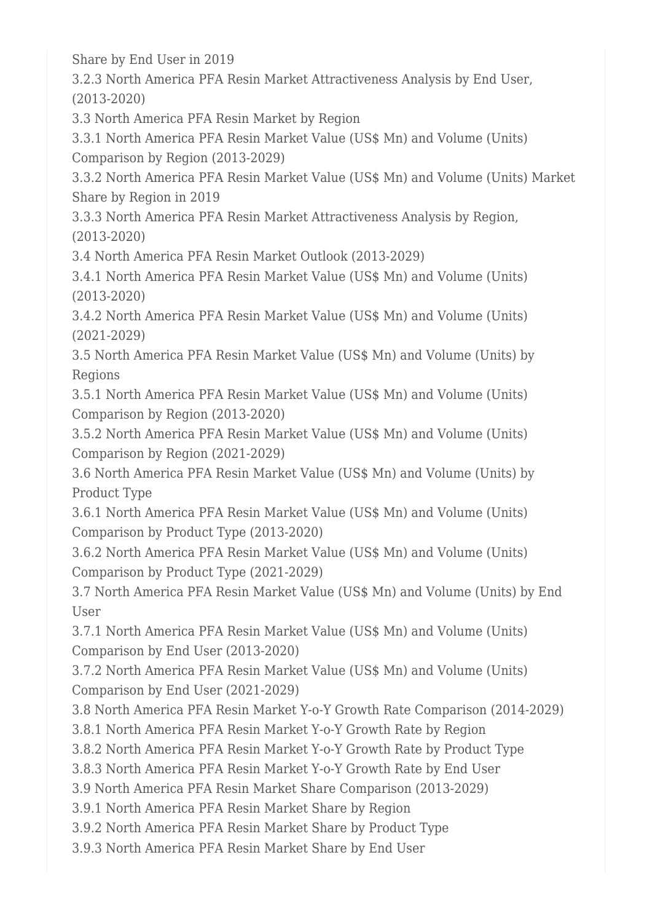Share by End User in 2019

3.2.3 North America PFA Resin Market Attractiveness Analysis by End User, (2013-2020)

3.3 North America PFA Resin Market by Region

3.3.1 North America PFA Resin Market Value (US$ Mn) and Volume (Units) Comparison by Region (2013-2029)

3.3.2 North America PFA Resin Market Value (US$ Mn) and Volume (Units) Market Share by Region in 2019

3.3.3 North America PFA Resin Market Attractiveness Analysis by Region, (2013-2020)

3.4 North America PFA Resin Market Outlook (2013-2029)

3.4.1 North America PFA Resin Market Value (US$ Mn) and Volume (Units) (2013-2020)

3.4.2 North America PFA Resin Market Value (US$ Mn) and Volume (Units) (2021-2029)

3.5 North America PFA Resin Market Value (US$ Mn) and Volume (Units) by Regions

3.5.1 North America PFA Resin Market Value (US$ Mn) and Volume (Units) Comparison by Region (2013-2020)

3.5.2 North America PFA Resin Market Value (US$ Mn) and Volume (Units) Comparison by Region (2021-2029)

3.6 North America PFA Resin Market Value (US$ Mn) and Volume (Units) by Product Type

3.6.1 North America PFA Resin Market Value (US$ Mn) and Volume (Units) Comparison by Product Type (2013-2020)

3.6.2 North America PFA Resin Market Value (US$ Mn) and Volume (Units) Comparison by Product Type (2021-2029)

3.7 North America PFA Resin Market Value (US$ Mn) and Volume (Units) by End User

3.7.1 North America PFA Resin Market Value (US$ Mn) and Volume (Units) Comparison by End User (2013-2020)

3.7.2 North America PFA Resin Market Value (US$ Mn) and Volume (Units) Comparison by End User (2021-2029)

3.8 North America PFA Resin Market Y-o-Y Growth Rate Comparison (2014-2029)

3.8.1 North America PFA Resin Market Y-o-Y Growth Rate by Region

3.8.2 North America PFA Resin Market Y-o-Y Growth Rate by Product Type

3.8.3 North America PFA Resin Market Y-o-Y Growth Rate by End User

3.9 North America PFA Resin Market Share Comparison (2013-2029)

3.9.1 North America PFA Resin Market Share by Region

3.9.2 North America PFA Resin Market Share by Product Type

3.9.3 North America PFA Resin Market Share by End User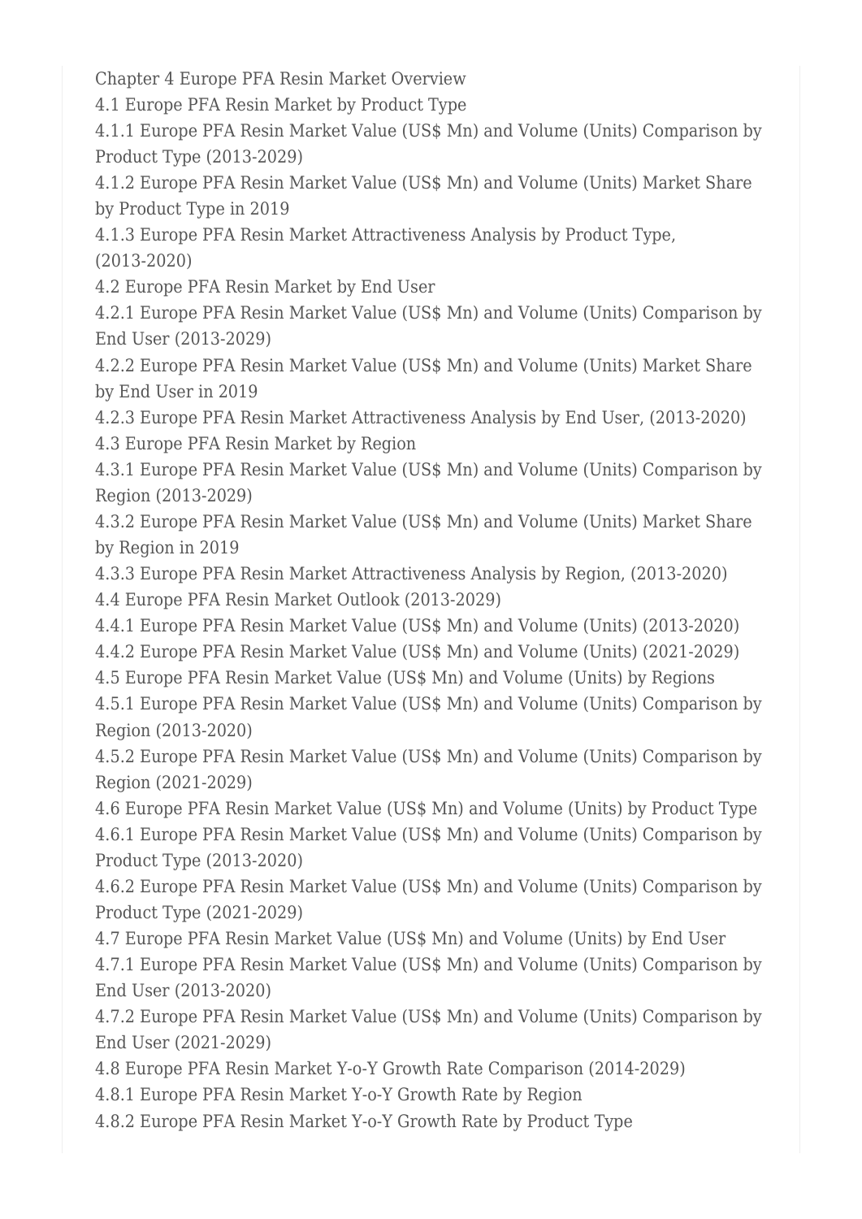Chapter 4 Europe PFA Resin Market Overview

4.1 Europe PFA Resin Market by Product Type

4.1.1 Europe PFA Resin Market Value (US$ Mn) and Volume (Units) Comparison by Product Type (2013-2029)

4.1.2 Europe PFA Resin Market Value (US$ Mn) and Volume (Units) Market Share by Product Type in 2019

4.1.3 Europe PFA Resin Market Attractiveness Analysis by Product Type, (2013-2020)

4.2 Europe PFA Resin Market by End User

4.2.1 Europe PFA Resin Market Value (US$ Mn) and Volume (Units) Comparison by End User (2013-2029)

4.2.2 Europe PFA Resin Market Value (US$ Mn) and Volume (Units) Market Share by End User in 2019

4.2.3 Europe PFA Resin Market Attractiveness Analysis by End User, (2013-2020)

4.3 Europe PFA Resin Market by Region

4.3.1 Europe PFA Resin Market Value (US$ Mn) and Volume (Units) Comparison by Region (2013-2029)

4.3.2 Europe PFA Resin Market Value (US$ Mn) and Volume (Units) Market Share by Region in 2019

4.3.3 Europe PFA Resin Market Attractiveness Analysis by Region, (2013-2020)

4.4 Europe PFA Resin Market Outlook (2013-2029)

4.4.1 Europe PFA Resin Market Value (US$ Mn) and Volume (Units) (2013-2020)

4.4.2 Europe PFA Resin Market Value (US$ Mn) and Volume (Units) (2021-2029)

4.5 Europe PFA Resin Market Value (US$ Mn) and Volume (Units) by Regions

4.5.1 Europe PFA Resin Market Value (US$ Mn) and Volume (Units) Comparison by Region (2013-2020)

4.5.2 Europe PFA Resin Market Value (US$ Mn) and Volume (Units) Comparison by Region (2021-2029)

4.6 Europe PFA Resin Market Value (US$ Mn) and Volume (Units) by Product Type

4.6.1 Europe PFA Resin Market Value (US$ Mn) and Volume (Units) Comparison by Product Type (2013-2020)

4.6.2 Europe PFA Resin Market Value (US$ Mn) and Volume (Units) Comparison by Product Type (2021-2029)

4.7 Europe PFA Resin Market Value (US$ Mn) and Volume (Units) by End User

4.7.1 Europe PFA Resin Market Value (US$ Mn) and Volume (Units) Comparison by End User (2013-2020)

4.7.2 Europe PFA Resin Market Value (US$ Mn) and Volume (Units) Comparison by End User (2021-2029)

4.8 Europe PFA Resin Market Y-o-Y Growth Rate Comparison (2014-2029)

4.8.1 Europe PFA Resin Market Y-o-Y Growth Rate by Region

4.8.2 Europe PFA Resin Market Y-o-Y Growth Rate by Product Type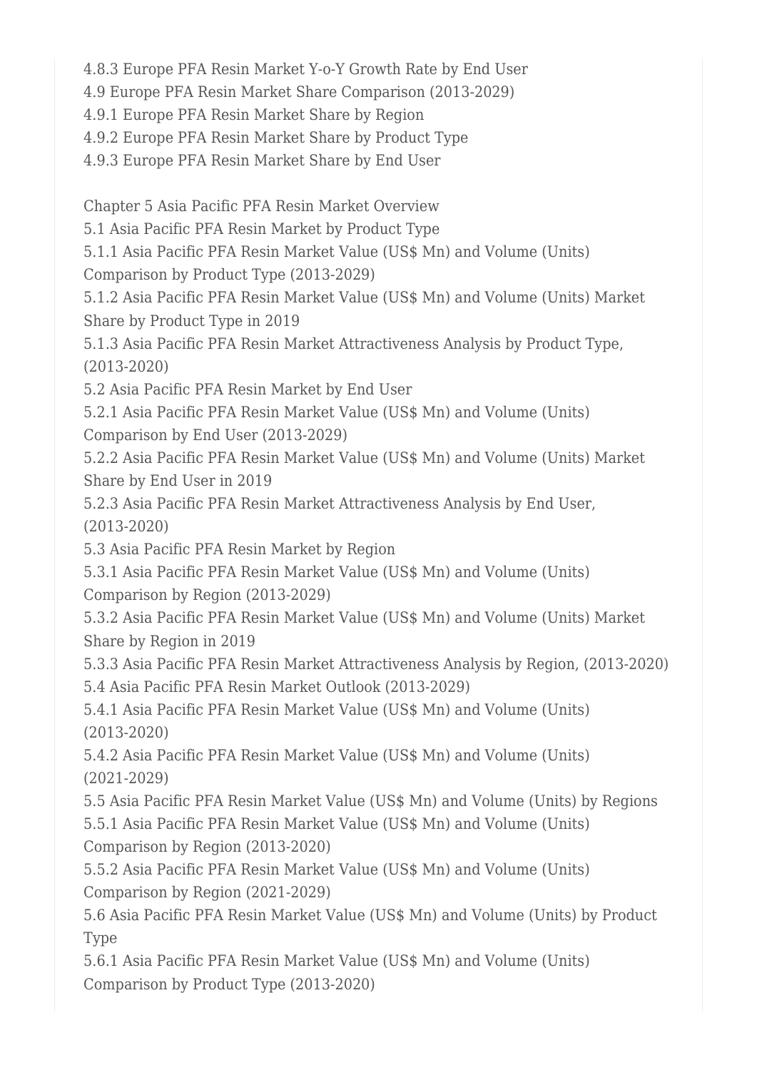4.8.3 Europe PFA Resin Market Y-o-Y Growth Rate by End User
4.9 Europe PFA Resin Market Share Comparison (2013-2029)
4.9.1 Europe PFA Resin Market Share by Region
4.9.2 Europe PFA Resin Market Share by Product Type
4.9.3 Europe PFA Resin Market Share by End User

Chapter 5 Asia Pacific PFA Resin Market Overview
5.1 Asia Pacific PFA Resin Market by Product Type
5.1.1 Asia Pacific PFA Resin Market Value (US$ Mn) and Volume (Units) Comparison by Product Type (2013-2029)
5.1.2 Asia Pacific PFA Resin Market Value (US$ Mn) and Volume (Units) Market Share by Product Type in 2019
5.1.3 Asia Pacific PFA Resin Market Attractiveness Analysis by Product Type, (2013-2020)
5.2 Asia Pacific PFA Resin Market by End User
5.2.1 Asia Pacific PFA Resin Market Value (US$ Mn) and Volume (Units) Comparison by End User (2013-2029)
5.2.2 Asia Pacific PFA Resin Market Value (US$ Mn) and Volume (Units) Market Share by End User in 2019
5.2.3 Asia Pacific PFA Resin Market Attractiveness Analysis by End User, (2013-2020)
5.3 Asia Pacific PFA Resin Market by Region
5.3.1 Asia Pacific PFA Resin Market Value (US$ Mn) and Volume (Units) Comparison by Region (2013-2029)
5.3.2 Asia Pacific PFA Resin Market Value (US$ Mn) and Volume (Units) Market Share by Region in 2019
5.3.3 Asia Pacific PFA Resin Market Attractiveness Analysis by Region, (2013-2020)
5.4 Asia Pacific PFA Resin Market Outlook (2013-2029)
5.4.1 Asia Pacific PFA Resin Market Value (US$ Mn) and Volume (Units) (2013-2020)
5.4.2 Asia Pacific PFA Resin Market Value (US$ Mn) and Volume (Units) (2021-2029)
5.5 Asia Pacific PFA Resin Market Value (US$ Mn) and Volume (Units) by Regions
5.5.1 Asia Pacific PFA Resin Market Value (US$ Mn) and Volume (Units) Comparison by Region (2013-2020)
5.5.2 Asia Pacific PFA Resin Market Value (US$ Mn) and Volume (Units) Comparison by Region (2021-2029)
5.6 Asia Pacific PFA Resin Market Value (US$ Mn) and Volume (Units) by Product Type
5.6.1 Asia Pacific PFA Resin Market Value (US$ Mn) and Volume (Units) Comparison by Product Type (2013-2020)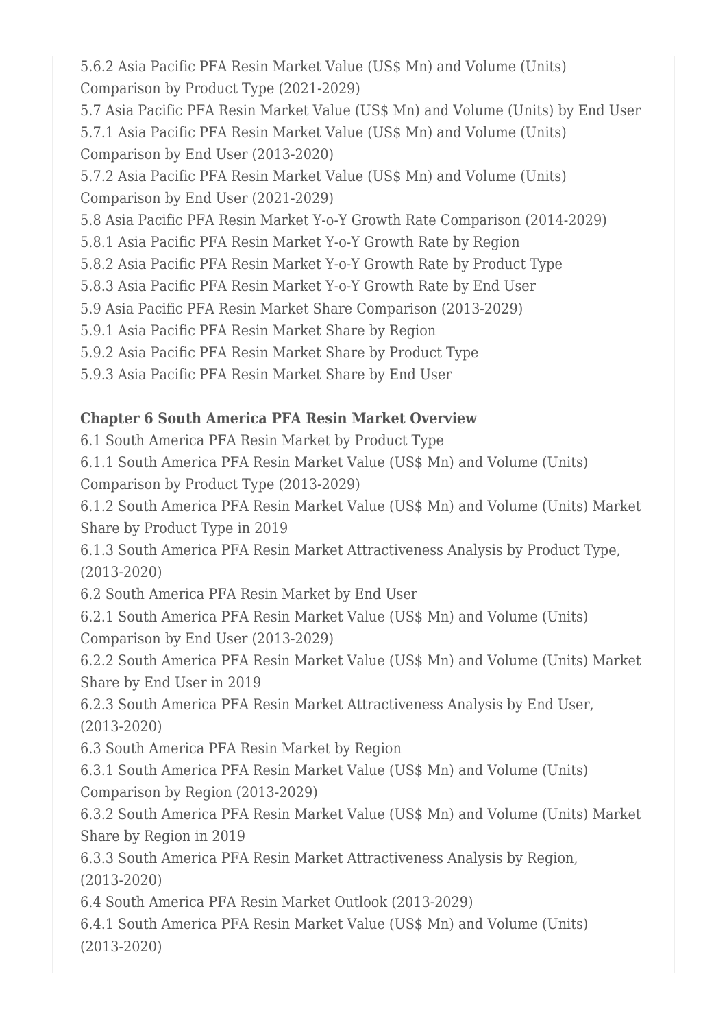5.6.2 Asia Pacific PFA Resin Market Value (US$ Mn) and Volume (Units) Comparison by Product Type (2021-2029)
5.7 Asia Pacific PFA Resin Market Value (US$ Mn) and Volume (Units) by End User
5.7.1 Asia Pacific PFA Resin Market Value (US$ Mn) and Volume (Units) Comparison by End User (2013-2020)
5.7.2 Asia Pacific PFA Resin Market Value (US$ Mn) and Volume (Units) Comparison by End User (2021-2029)
5.8 Asia Pacific PFA Resin Market Y-o-Y Growth Rate Comparison (2014-2029)
5.8.1 Asia Pacific PFA Resin Market Y-o-Y Growth Rate by Region
5.8.2 Asia Pacific PFA Resin Market Y-o-Y Growth Rate by Product Type
5.8.3 Asia Pacific PFA Resin Market Y-o-Y Growth Rate by End User
5.9 Asia Pacific PFA Resin Market Share Comparison (2013-2029)
5.9.1 Asia Pacific PFA Resin Market Share by Region
5.9.2 Asia Pacific PFA Resin Market Share by Product Type
5.9.3 Asia Pacific PFA Resin Market Share by End User

**Chapter 6 South America PFA Resin Market Overview**
6.1 South America PFA Resin Market by Product Type
6.1.1 South America PFA Resin Market Value (US$ Mn) and Volume (Units) Comparison by Product Type (2013-2029)
6.1.2 South America PFA Resin Market Value (US$ Mn) and Volume (Units) Market Share by Product Type in 2019
6.1.3 South America PFA Resin Market Attractiveness Analysis by Product Type, (2013-2020)
6.2 South America PFA Resin Market by End User
6.2.1 South America PFA Resin Market Value (US$ Mn) and Volume (Units) Comparison by End User (2013-2029)
6.2.2 South America PFA Resin Market Value (US$ Mn) and Volume (Units) Market Share by End User in 2019
6.2.3 South America PFA Resin Market Attractiveness Analysis by End User, (2013-2020)
6.3 South America PFA Resin Market by Region
6.3.1 South America PFA Resin Market Value (US$ Mn) and Volume (Units) Comparison by Region (2013-2029)
6.3.2 South America PFA Resin Market Value (US$ Mn) and Volume (Units) Market Share by Region in 2019
6.3.3 South America PFA Resin Market Attractiveness Analysis by Region, (2013-2020)
6.4 South America PFA Resin Market Outlook (2013-2029)
6.4.1 South America PFA Resin Market Value (US$ Mn) and Volume (Units) (2013-2020)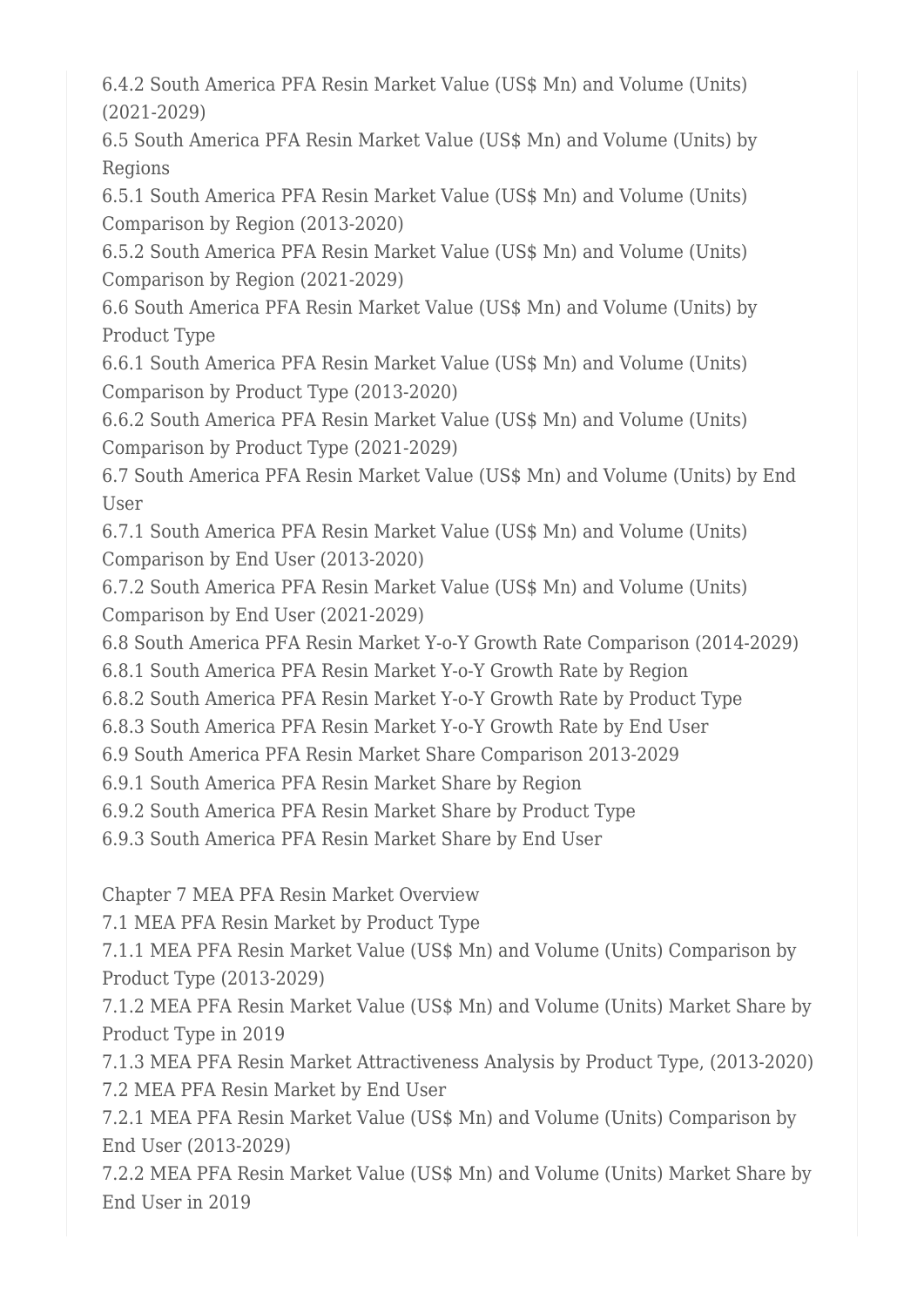6.4.2 South America PFA Resin Market Value (US$ Mn) and Volume (Units) (2021-2029)
6.5 South America PFA Resin Market Value (US$ Mn) and Volume (Units) by Regions
6.5.1 South America PFA Resin Market Value (US$ Mn) and Volume (Units) Comparison by Region (2013-2020)
6.5.2 South America PFA Resin Market Value (US$ Mn) and Volume (Units) Comparison by Region (2021-2029)
6.6 South America PFA Resin Market Value (US$ Mn) and Volume (Units) by Product Type
6.6.1 South America PFA Resin Market Value (US$ Mn) and Volume (Units) Comparison by Product Type (2013-2020)
6.6.2 South America PFA Resin Market Value (US$ Mn) and Volume (Units) Comparison by Product Type (2021-2029)
6.7 South America PFA Resin Market Value (US$ Mn) and Volume (Units) by End User
6.7.1 South America PFA Resin Market Value (US$ Mn) and Volume (Units) Comparison by End User (2013-2020)
6.7.2 South America PFA Resin Market Value (US$ Mn) and Volume (Units) Comparison by End User (2021-2029)
6.8 South America PFA Resin Market Y-o-Y Growth Rate Comparison (2014-2029)
6.8.1 South America PFA Resin Market Y-o-Y Growth Rate by Region
6.8.2 South America PFA Resin Market Y-o-Y Growth Rate by Product Type
6.8.3 South America PFA Resin Market Y-o-Y Growth Rate by End User
6.9 South America PFA Resin Market Share Comparison 2013-2029
6.9.1 South America PFA Resin Market Share by Region
6.9.2 South America PFA Resin Market Share by Product Type
6.9.3 South America PFA Resin Market Share by End User

Chapter 7 MEA PFA Resin Market Overview
7.1 MEA PFA Resin Market by Product Type
7.1.1 MEA PFA Resin Market Value (US$ Mn) and Volume (Units) Comparison by Product Type (2013-2029)
7.1.2 MEA PFA Resin Market Value (US$ Mn) and Volume (Units) Market Share by Product Type in 2019
7.1.3 MEA PFA Resin Market Attractiveness Analysis by Product Type, (2013-2020)
7.2 MEA PFA Resin Market by End User
7.2.1 MEA PFA Resin Market Value (US$ Mn) and Volume (Units) Comparison by End User (2013-2029)
7.2.2 MEA PFA Resin Market Value (US$ Mn) and Volume (Units) Market Share by End User in 2019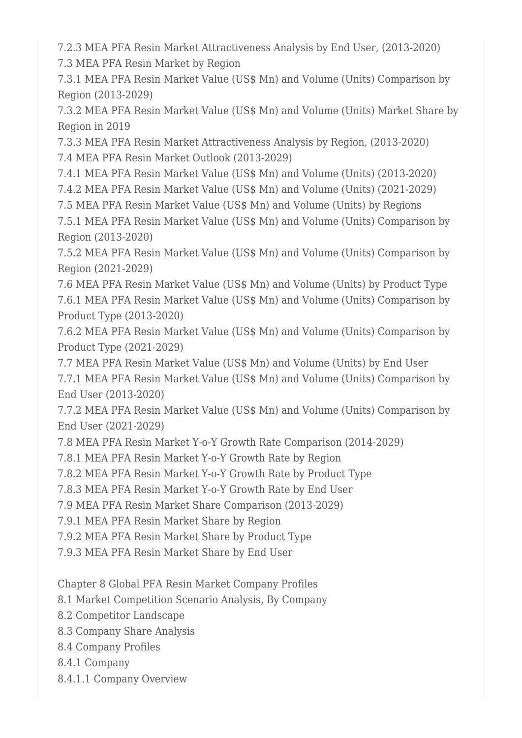7.2.3 MEA PFA Resin Market Attractiveness Analysis by End User, (2013-2020)
7.3 MEA PFA Resin Market by Region
7.3.1 MEA PFA Resin Market Value (US$ Mn) and Volume (Units) Comparison by Region (2013-2029)
7.3.2 MEA PFA Resin Market Value (US$ Mn) and Volume (Units) Market Share by Region in 2019
7.3.3 MEA PFA Resin Market Attractiveness Analysis by Region, (2013-2020)
7.4 MEA PFA Resin Market Outlook (2013-2029)
7.4.1 MEA PFA Resin Market Value (US$ Mn) and Volume (Units) (2013-2020)
7.4.2 MEA PFA Resin Market Value (US$ Mn) and Volume (Units) (2021-2029)
7.5 MEA PFA Resin Market Value (US$ Mn) and Volume (Units) by Regions
7.5.1 MEA PFA Resin Market Value (US$ Mn) and Volume (Units) Comparison by Region (2013-2020)
7.5.2 MEA PFA Resin Market Value (US$ Mn) and Volume (Units) Comparison by Region (2021-2029)
7.6 MEA PFA Resin Market Value (US$ Mn) and Volume (Units) by Product Type
7.6.1 MEA PFA Resin Market Value (US$ Mn) and Volume (Units) Comparison by Product Type (2013-2020)
7.6.2 MEA PFA Resin Market Value (US$ Mn) and Volume (Units) Comparison by Product Type (2021-2029)
7.7 MEA PFA Resin Market Value (US$ Mn) and Volume (Units) by End User
7.7.1 MEA PFA Resin Market Value (US$ Mn) and Volume (Units) Comparison by End User (2013-2020)
7.7.2 MEA PFA Resin Market Value (US$ Mn) and Volume (Units) Comparison by End User (2021-2029)
7.8 MEA PFA Resin Market Y-o-Y Growth Rate Comparison (2014-2029)
7.8.1 MEA PFA Resin Market Y-o-Y Growth Rate by Region
7.8.2 MEA PFA Resin Market Y-o-Y Growth Rate by Product Type
7.8.3 MEA PFA Resin Market Y-o-Y Growth Rate by End User
7.9 MEA PFA Resin Market Share Comparison (2013-2029)
7.9.1 MEA PFA Resin Market Share by Region
7.9.2 MEA PFA Resin Market Share by Product Type
7.9.3 MEA PFA Resin Market Share by End User

Chapter 8 Global PFA Resin Market Company Profiles
8.1 Market Competition Scenario Analysis, By Company
8.2 Competitor Landscape
8.3 Company Share Analysis
8.4 Company Profiles
8.4.1 Company
8.4.1.1 Company Overview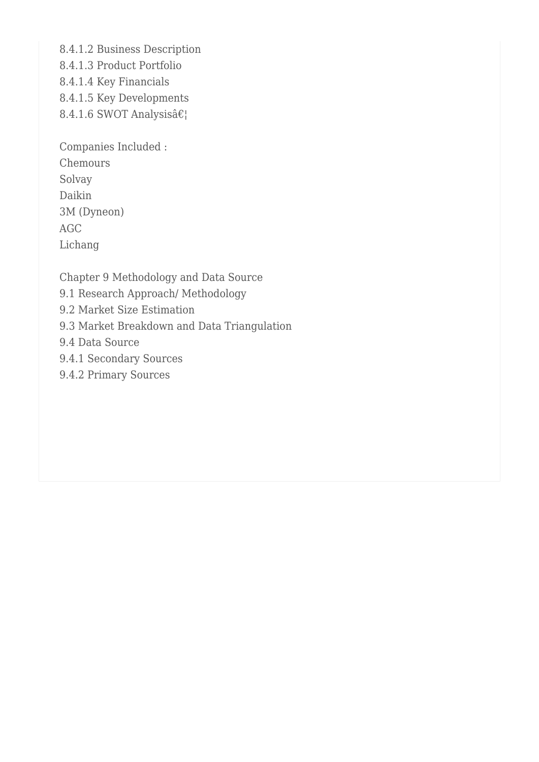8.4.1.2 Business Description
8.4.1.3 Product Portfolio
8.4.1.4 Key Financials
8.4.1.5 Key Developments
8.4.1.6 SWOT Analysisâ€¦

Companies Included :
Chemours
Solvay
Daikin
3M (Dyneon)
AGC
Lichang

Chapter 9 Methodology and Data Source
9.1 Research Approach/ Methodology
9.2 Market Size Estimation
9.3 Market Breakdown and Data Triangulation
9.4 Data Source
9.4.1 Secondary Sources
9.4.2 Primary Sources